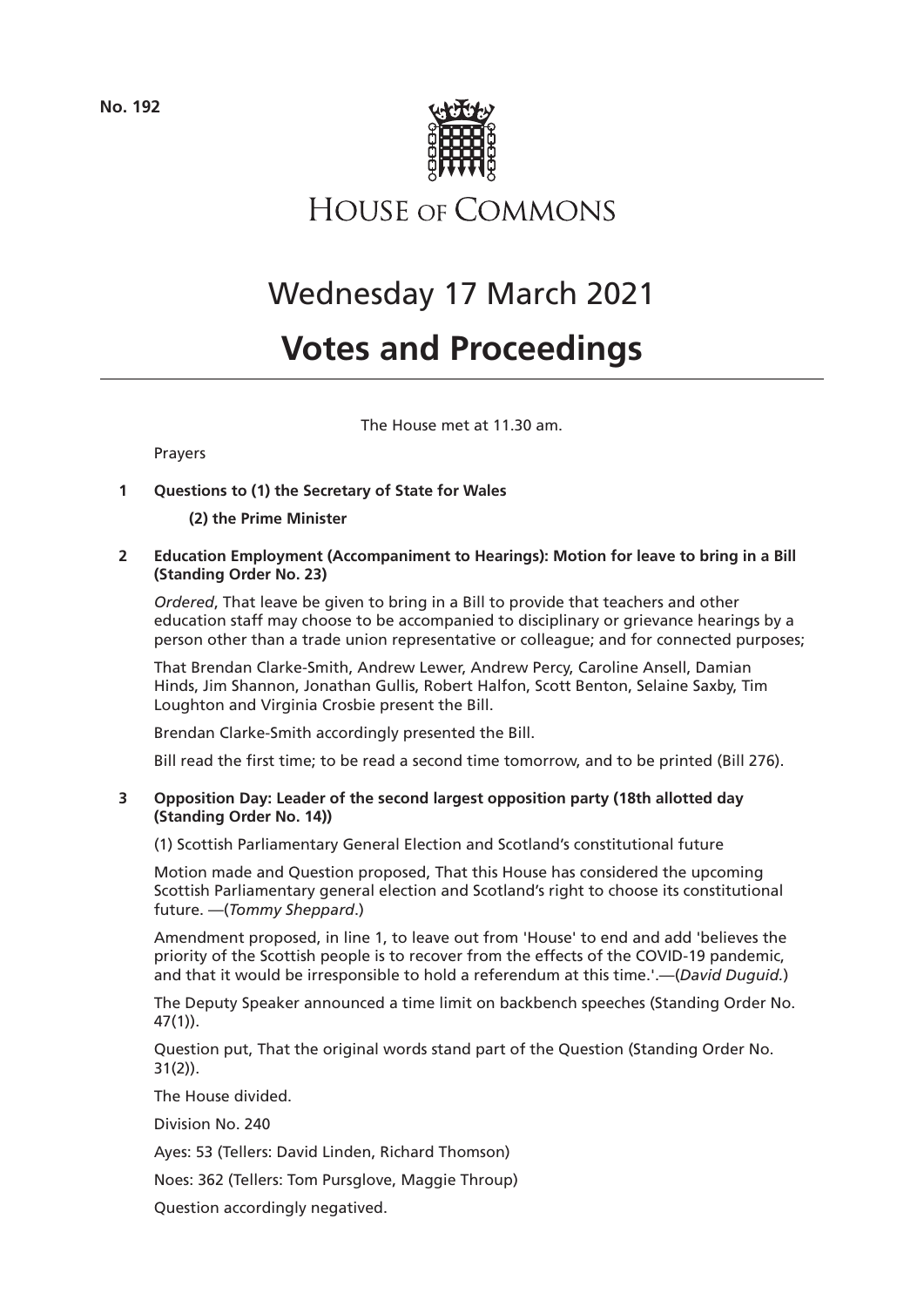**No. 192**

HOUSE OF COMMONS

# Wednesday 17 March 2021

# Votes and Proceedings

The House met at 11.30 am.

Prayers

**1 Questions to (1) the Secretary of State for Wales**

**(2) the Prime Minister**

**2 Education Employment (Accompaniment to Hearings): Motion for leave to bring in a Bill (Standing Order No. 23)**

*Ordered*, That leave be given to bring in a Bill to provide that teachers and other education staff may choose to be accompanied to disciplinary or grievance hearings by a person other than a trade union representative or colleague; and for connected purposes;

That Brendan Clarke-Smith, Andrew Lewer, Andrew Percy, Caroline Ansell, Damian Hinds, Jim Shannon, Jonathan Gullis, Robert Halfon, Scott Benton, Selaine Saxby, Tim Loughton and Virginia Crosbie present the Bill.

Brendan Clarke-Smith accordingly presented the Bill.

Bill read the first time; to be read a second time tomorrow, and to be printed (Bill 276).

**3 Opposition Day: Leader of the second largest opposition party (18th allotted day (Standing Order No. 14))**

(1) Scottish Parliamentary General Election and Scotland's constitutional future

Motion made and Question proposed, That this House has considered the upcoming Scottish Parliamentary general election and Scotland's right to choose its constitutional future. —(*Tommy Sheppard*.)

Amendment proposed, in line 1, to leave out from 'House' to end and add 'believes the priority of the Scottish people is to recover from the effects of the COVID-19 pandemic, and that it would be irresponsible to hold a referendum at this time.'.—(*David Duguid.*)

The Deputy Speaker announced a time limit on backbench speeches (Standing Order No. 47(1)).

Question put, That the original words stand part of the Question (Standing Order No. 31(2)).

The House divided.

Division No. 240

Ayes: 53 (Tellers: David Linden, Richard Thomson)

Noes: 362 (Tellers: Tom Pursglove, Maggie Throup)

Question accordingly negatived.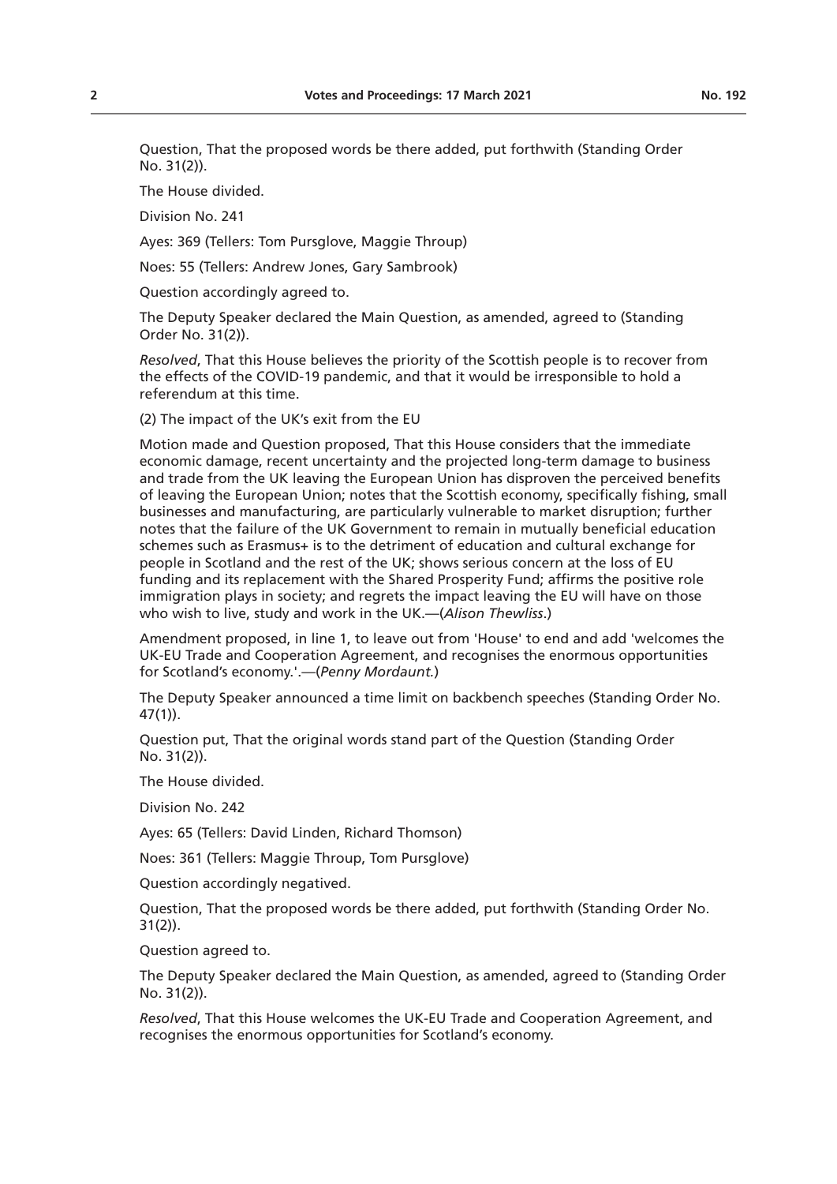Question, That the proposed words be there added, put forthwith (Standing Order No. 31(2)).

The House divided.

Division No. 241

Ayes: 369 (Tellers: Tom Pursglove, Maggie Throup)

Noes: 55 (Tellers: Andrew Jones, Gary Sambrook)

Question accordingly agreed to.

The Deputy Speaker declared the Main Question, as amended, agreed to (Standing Order No. 31(2)).

*Resolved*, That this House believes the priority of the Scottish people is to recover from the effects of the COVID-19 pandemic, and that it would be irresponsible to hold a referendum at this time.

(2) The impact of the UK's exit from the EU

Motion made and Question proposed, That this House considers that the immediate economic damage, recent uncertainty and the projected long-term damage to business and trade from the UK leaving the European Union has disproven the perceived benefits of leaving the European Union; notes that the Scottish economy, specifically fishing, small businesses and manufacturing, are particularly vulnerable to market disruption; further notes that the failure of the UK Government to remain in mutually beneficial education schemes such as Erasmus+ is to the detriment of education and cultural exchange for people in Scotland and the rest of the UK; shows serious concern at the loss of EU funding and its replacement with the Shared Prosperity Fund; affirms the positive role immigration plays in society; and regrets the impact leaving the EU will have on those who wish to live, study and work in the UK.—(*Alison Thewliss*.)

Amendment proposed, in line 1, to leave out from 'House' to end and add 'welcomes the UK-EU Trade and Cooperation Agreement, and recognises the enormous opportunities for Scotland's economy.'.—(*Penny Mordaunt.*)

The Deputy Speaker announced a time limit on backbench speeches (Standing Order No. 47(1)).

Question put, That the original words stand part of the Question (Standing Order No. 31(2)).

The House divided.

Division No. 242

Ayes: 65 (Tellers: David Linden, Richard Thomson)

Noes: 361 (Tellers: Maggie Throup, Tom Pursglove)

Question accordingly negatived.

Question, That the proposed words be there added, put forthwith (Standing Order No. 31(2)).

Question agreed to.

The Deputy Speaker declared the Main Question, as amended, agreed to (Standing Order No. 31(2)).

*Resolved*, That this House welcomes the UK-EU Trade and Cooperation Agreement, and recognises the enormous opportunities for Scotland's economy.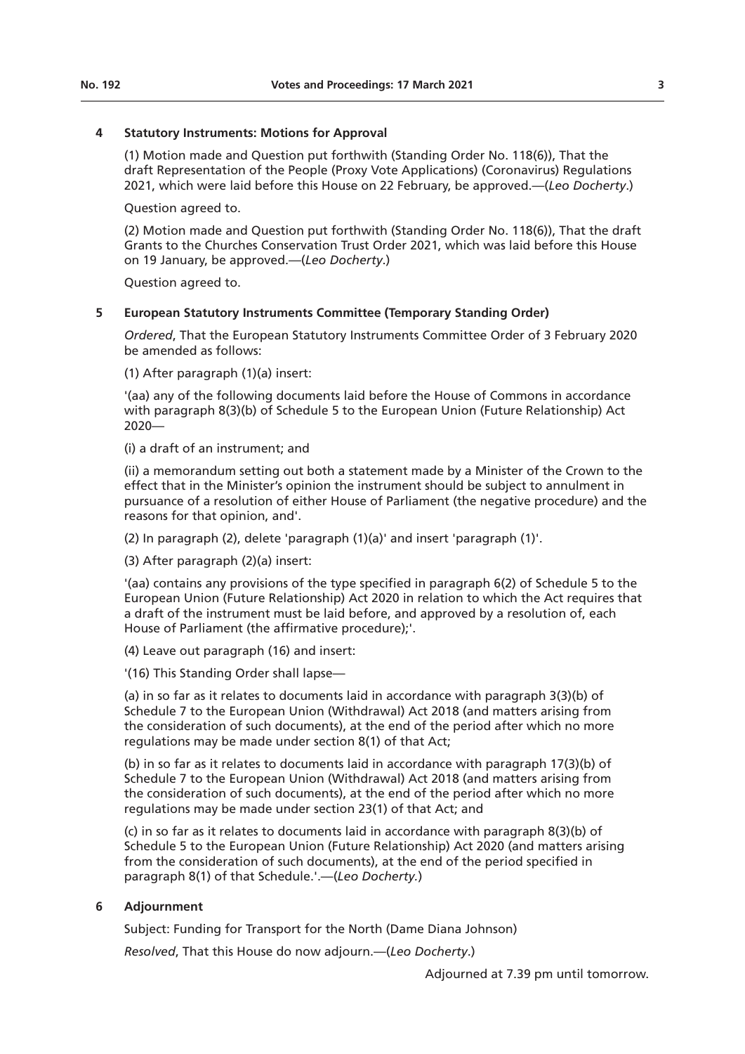## 4 Statutory Instruments: Motions for Approval

(1) Motion made and Question put forthwith (Standing Order No. 118(6)), That the draft Representation of the People (Proxy Vote Applications) (Coronavirus) Regulations 2021, which were laid before this House on 22 February, be approved.—(*Leo Docherty*.)

Question agreed to.

(2) Motion made and Question put forthwith (Standing Order No. 118(6)), That the draft Grants to the Churches Conservation Trust Order 2021, which was laid before this House on 19 January, be approved.—(*Leo Docherty*.)

Question agreed to.

## 5 European Statutory Instruments Committee (Temporary Standing Order)

*Ordered*, That the European Statutory Instruments Committee Order of 3 February 2020 be amended as follows:

(1) After paragraph (1)(a) insert:

'(aa) any of the following documents laid before the House of Commons in accordance with paragraph 8(3)(b) of Schedule 5 to the European Union (Future Relationship) Act 2020—

(i) a draft of an instrument; and

(ii) a memorandum setting out both a statement made by a Minister of the Crown to the effect that in the Minister's opinion the instrument should be subject to annulment in pursuance of a resolution of either House of Parliament (the negative procedure) and the reasons for that opinion, and'.

(2) In paragraph (2), delete 'paragraph (1)(a)' and insert 'paragraph (1)'.

(3) After paragraph (2)(a) insert:

'(aa) contains any provisions of the type specified in paragraph 6(2) of Schedule 5 to the European Union (Future Relationship) Act 2020 in relation to which the Act requires that a draft of the instrument must be laid before, and approved by a resolution of, each House of Parliament (the affirmative procedure);'.

(4) Leave out paragraph (16) and insert:

'(16) This Standing Order shall lapse—

(a) in so far as it relates to documents laid in accordance with paragraph 3(3)(b) of Schedule 7 to the European Union (Withdrawal) Act 2018 (and matters arising from the consideration of such documents), at the end of the period after which no more regulations may be made under section 8(1) of that Act;

(b) in so far as it relates to documents laid in accordance with paragraph 17(3)(b) of Schedule 7 to the European Union (Withdrawal) Act 2018 (and matters arising from the consideration of such documents), at the end of the period after which no more regulations may be made under section 23(1) of that Act; and

(c) in so far as it relates to documents laid in accordance with paragraph 8(3)(b) of Schedule 5 to the European Union (Future Relationship) Act 2020 (and matters arising from the consideration of such documents), at the end of the period specified in paragraph 8(1) of that Schedule.'.—(*Leo Docherty.*)

## 6 Adjournment

Subject: Funding for Transport for the North (Dame Diana Johnson)

*Resolved*, That this House do now adjourn.—(*Leo Docherty*.)

Adjourned at 7.39 pm until tomorrow.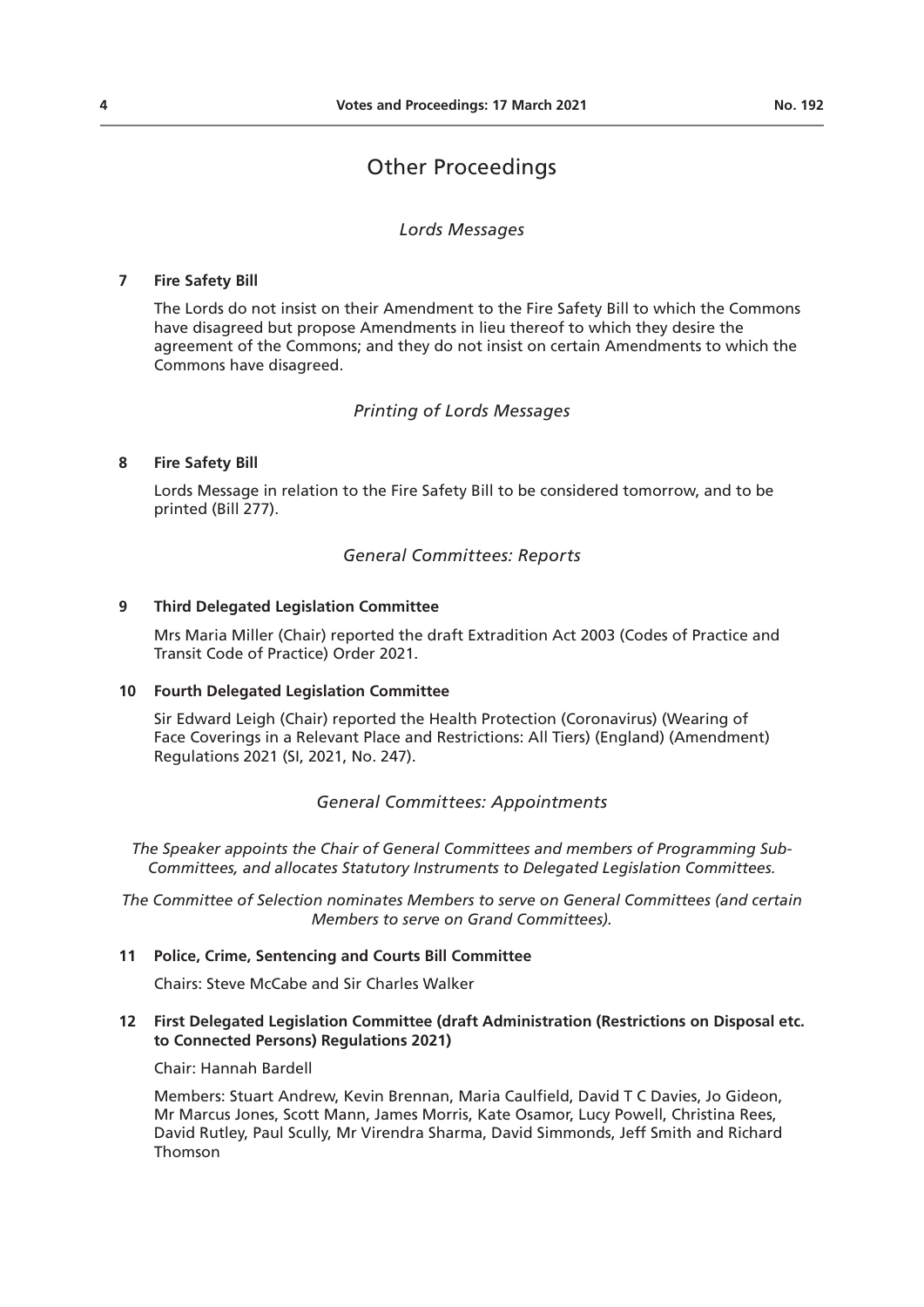# Other Proceedings

## *Lords Messages*

**7 Fire Safety Bill**

The Lords do not insist on their Amendment to the Fire Safety Bill to which the Commons have disagreed but propose Amendments in lieu thereof to which they desire the agreement of the Commons; and they do not insist on certain Amendments to which the Commons have disagreed.

## *Printing of Lords Messages*

**8 Fire Safety Bill**

Lords Message in relation to the Fire Safety Bill to be considered tomorrow, and to be printed (Bill 277).

## *General Committees: Reports*

**9 Third Delegated Legislation Committee**

Mrs Maria Miller (Chair) reported the draft Extradition Act 2003 (Codes of Practice and Transit Code of Practice) Order 2021.

**10 Fourth Delegated Legislation Committee**

Sir Edward Leigh (Chair) reported the Health Protection (Coronavirus) (Wearing of Face Coverings in a Relevant Place and Restrictions: All Tiers) (England) (Amendment) Regulations 2021 (SI, 2021, No. 247).

## *General Committees: Appointments*

*The Speaker appoints the Chair of General Committees and members of Programming Sub-Committees, and allocates Statutory Instruments to Delegated Legislation Committees.*

*The Committee of Selection nominates Members to serve on General Committees (and certain Members to serve on Grand Committees).*

**11 Police, Crime, Sentencing and Courts Bill Committee**

Chairs: Steve McCabe and Sir Charles Walker

**12 First Delegated Legislation Committee (draft Administration (Restrictions on Disposal etc. to Connected Persons) Regulations 2021)**

Chair: Hannah Bardell

Members: Stuart Andrew, Kevin Brennan, Maria Caulfield, David T C Davies, Jo Gideon, Mr Marcus Jones, Scott Mann, James Morris, Kate Osamor, Lucy Powell, Christina Rees, David Rutley, Paul Scully, Mr Virendra Sharma, David Simmonds, Jeff Smith and Richard Thomson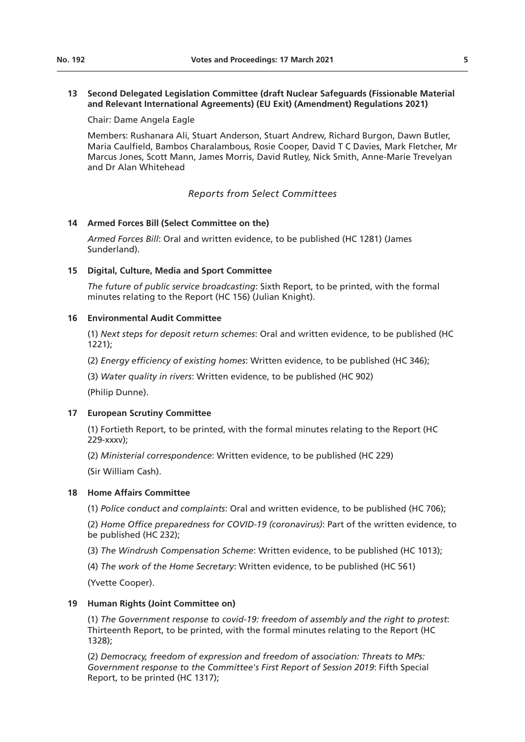**13 Second Delegated Legislation Committee (draft Nuclear Safeguards (Fissionable Material and Relevant International Agreements) (EU Exit) (Amendment) Regulations 2021)**

Chair: Dame Angela Eagle

Members: Rushanara Ali, Stuart Anderson, Stuart Andrew, Richard Burgon, Dawn Butler, Maria Caulfield, Bambos Charalambous, Rosie Cooper, David T C Davies, Mark Fletcher, Mr Marcus Jones, Scott Mann, James Morris, David Rutley, Nick Smith, Anne-Marie Trevelyan and Dr Alan Whitehead

*Reports from Select Committees*

**14 Armed Forces Bill (Select Committee on the)**

*Armed Forces Bill*: Oral and written evidence, to be published (HC 1281) (James Sunderland).

**15 Digital, Culture, Media and Sport Committee**

*The future of public service broadcasting*: Sixth Report, to be printed, with the formal minutes relating to the Report (HC 156) (Julian Knight).

**16 Environmental Audit Committee**

(1) *Next steps for deposit return schemes*: Oral and written evidence, to be published (HC 1221);

(2) *Energy efficiency of existing homes*: Written evidence, to be published (HC 346);

(3) *Water quality in rivers*: Written evidence, to be published (HC 902)

(Philip Dunne).

**17 European Scrutiny Committee**

(1) Fortieth Report, to be printed, with the formal minutes relating to the Report (HC 229-xxxv);

(2) *Ministerial correspondence*: Written evidence, to be published (HC 229)

(Sir William Cash).

**18 Home Affairs Committee**

(1) *Police conduct and complaints*: Oral and written evidence, to be published (HC 706);

(2) *Home Office preparedness for COVID-19 (coronavirus)*: Part of the written evidence, to be published (HC 232);

(3) *The Windrush Compensation Scheme*: Written evidence, to be published (HC 1013);

(4) *The work of the Home Secretary*: Written evidence, to be published (HC 561)

(Yvette Cooper).

**19 Human Rights (Joint Committee on)**

(1) *The Government response to covid-19: freedom of assembly and the right to protest*: Thirteenth Report, to be printed, with the formal minutes relating to the Report (HC 1328);

(2) *Democracy, freedom of expression and freedom of association: Threats to MPs: Government response to the Committee's First Report of Session 2019*: Fifth Special Report, to be printed (HC 1317);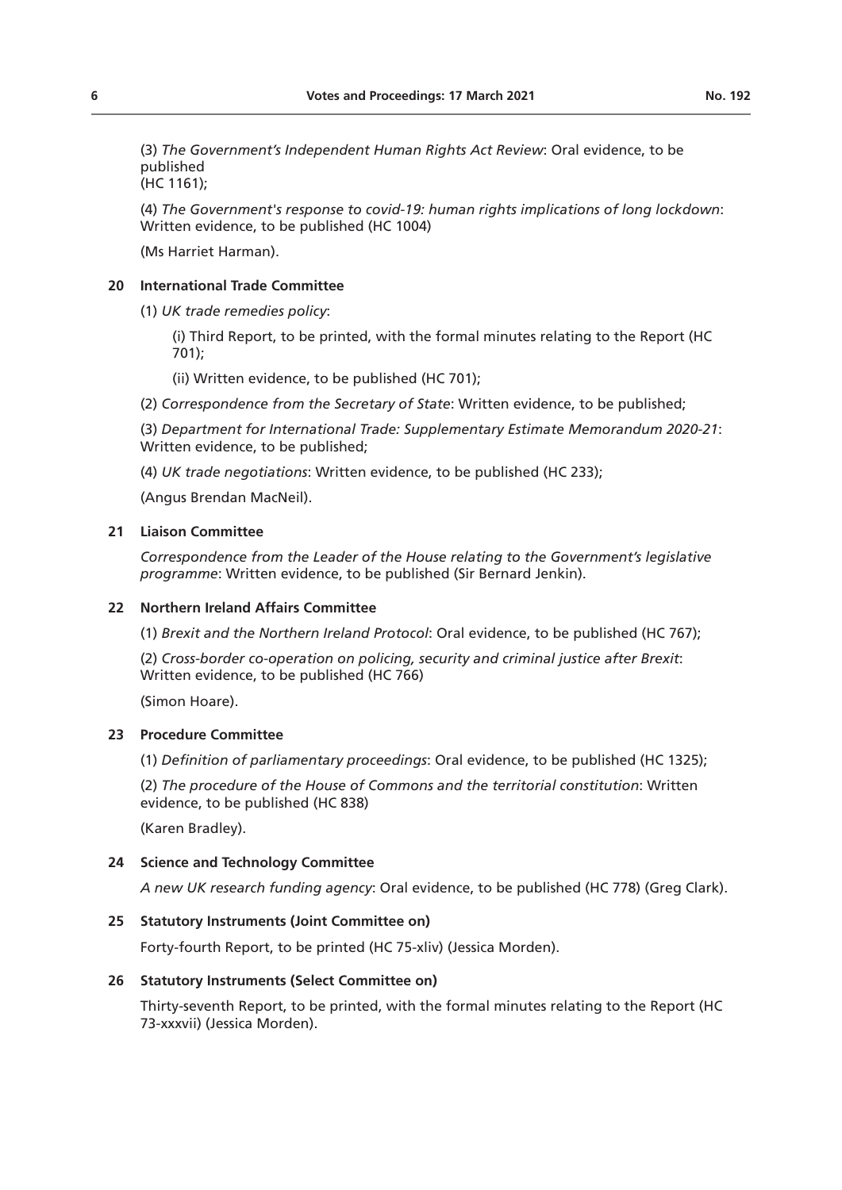(3) *The Government's Independent Human Rights Act Review*: Oral evidence, to be published
(HC 1161);

(4) *The Government's response to covid-19: human rights implications of long lockdown*: Written evidence, to be published (HC 1004)

(Ms Harriet Harman).

**20 International Trade Committee**

(1) *UK trade remedies policy*:

(i) Third Report, to be printed, with the formal minutes relating to the Report (HC 701);

(ii) Written evidence, to be published (HC 701);

(2) *Correspondence from the Secretary of State*: Written evidence, to be published;

(3) *Department for International Trade: Supplementary Estimate Memorandum 2020-21*: Written evidence, to be published;

(4) *UK trade negotiations*: Written evidence, to be published (HC 233);

(Angus Brendan MacNeil).

**21 Liaison Committee**

*Correspondence from the Leader of the House relating to the Government's legislative programme*: Written evidence, to be published (Sir Bernard Jenkin).

**22 Northern Ireland Affairs Committee**

(1) *Brexit and the Northern Ireland Protocol*: Oral evidence, to be published (HC 767);

(2) *Cross-border co-operation on policing, security and criminal justice after Brexit*: Written evidence, to be published (HC 766)

(Simon Hoare).

**23 Procedure Committee**

(1) *Definition of parliamentary proceedings*: Oral evidence, to be published (HC 1325);

(2) *The procedure of the House of Commons and the territorial constitution*: Written evidence, to be published (HC 838)

(Karen Bradley).

**24 Science and Technology Committee**

*A new UK research funding agency*: Oral evidence, to be published (HC 778) (Greg Clark).

**25 Statutory Instruments (Joint Committee on)**

Forty-fourth Report, to be printed (HC 75-xliv) (Jessica Morden).

**26 Statutory Instruments (Select Committee on)**

Thirty-seventh Report, to be printed, with the formal minutes relating to the Report (HC 73-xxxvii) (Jessica Morden).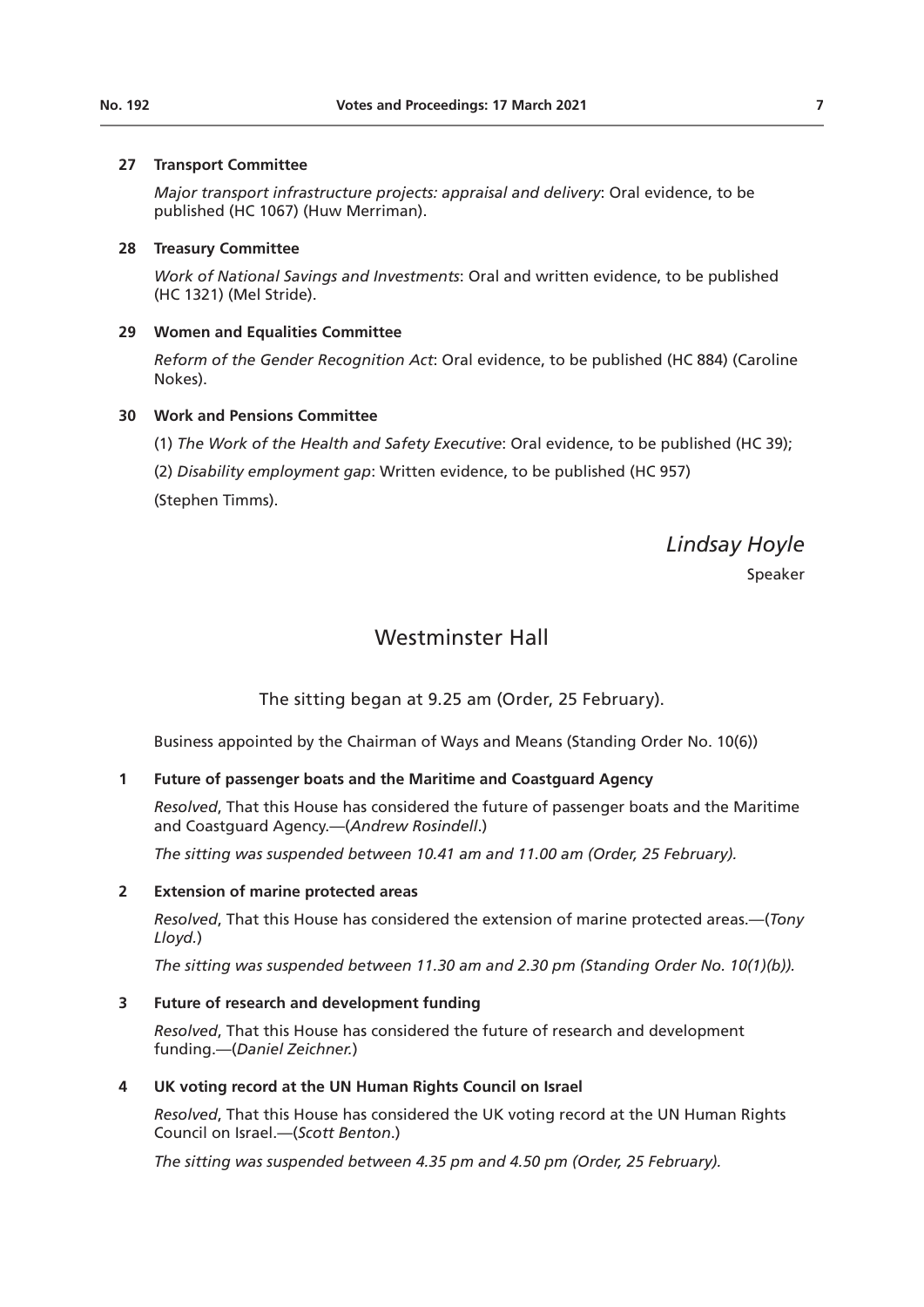**27 Transport Committee**

*Major transport infrastructure projects: appraisal and delivery*: Oral evidence, to be published (HC 1067) (Huw Merriman).

**28 Treasury Committee**

*Work of National Savings and Investments*: Oral and written evidence, to be published (HC 1321) (Mel Stride).

**29 Women and Equalities Committee**

*Reform of the Gender Recognition Act*: Oral evidence, to be published (HC 884) (Caroline Nokes).

**30 Work and Pensions Committee**

(1) *The Work of the Health and Safety Executive*: Oral evidence, to be published (HC 39);

(2) *Disability employment gap*: Written evidence, to be published (HC 957)

(Stephen Timms).

*Lindsay Hoyle*

Speaker

# Westminster Hall

The sitting began at 9.25 am (Order, 25 February).

Business appointed by the Chairman of Ways and Means (Standing Order No. 10(6))

**1 Future of passenger boats and the Maritime and Coastguard Agency**

*Resolved*, That this House has considered the future of passenger boats and the Maritime and Coastguard Agency.—(*Andrew Rosindell*.)

*The sitting was suspended between 10.41 am and 11.00 am (Order, 25 February).*

**2 Extension of marine protected areas**

*Resolved*, That this House has considered the extension of marine protected areas.—(*Tony Lloyd.*)

*The sitting was suspended between 11.30 am and 2.30 pm (Standing Order No. 10(1)(b)).*

**3 Future of research and development funding**

*Resolved*, That this House has considered the future of research and development funding.—(*Daniel Zeichner.*)

**4 UK voting record at the UN Human Rights Council on Israel**

*Resolved*, That this House has considered the UK voting record at the UN Human Rights Council on Israel.—(*Scott Benton*.)

*The sitting was suspended between 4.35 pm and 4.50 pm (Order, 25 February).*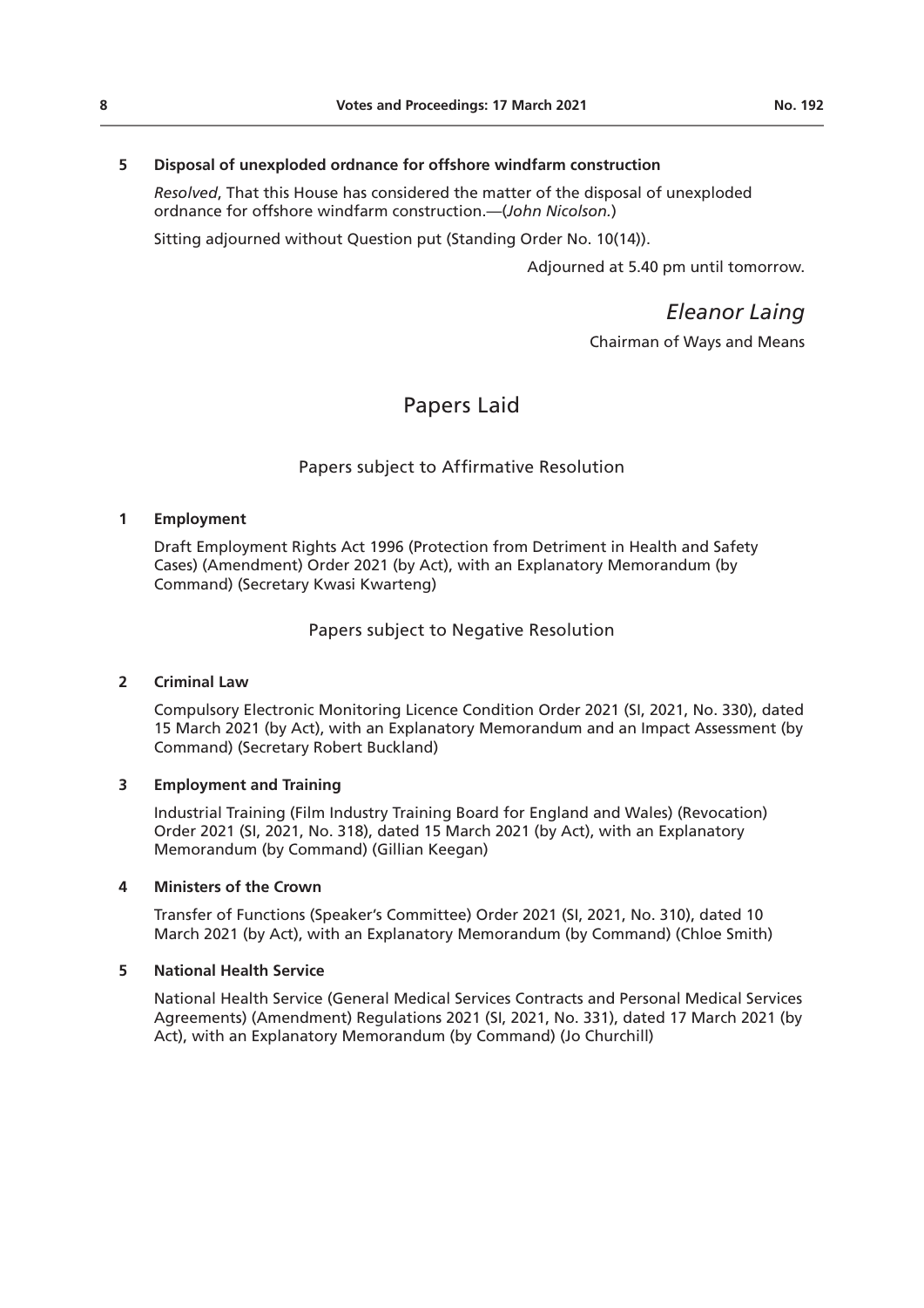**5 Disposal of unexploded ordnance for offshore windfarm construction**

*Resolved*, That this House has considered the matter of the disposal of unexploded ordnance for offshore windfarm construction.—(*John Nicolson.*)

Sitting adjourned without Question put (Standing Order No. 10(14)).

Adjourned at 5.40 pm until tomorrow.

*Eleanor Laing*

Chairman of Ways and Means

# Papers Laid

## Papers subject to Affirmative Resolution

**1 Employment**

Draft Employment Rights Act 1996 (Protection from Detriment in Health and Safety Cases) (Amendment) Order 2021 (by Act), with an Explanatory Memorandum (by Command) (Secretary Kwasi Kwarteng)

## Papers subject to Negative Resolution

**2 Criminal Law**

Compulsory Electronic Monitoring Licence Condition Order 2021 (SI, 2021, No. 330), dated 15 March 2021 (by Act), with an Explanatory Memorandum and an Impact Assessment (by Command) (Secretary Robert Buckland)

**3 Employment and Training**

Industrial Training (Film Industry Training Board for England and Wales) (Revocation) Order 2021 (SI, 2021, No. 318), dated 15 March 2021 (by Act), with an Explanatory Memorandum (by Command) (Gillian Keegan)

**4 Ministers of the Crown**

Transfer of Functions (Speaker's Committee) Order 2021 (SI, 2021, No. 310), dated 10 March 2021 (by Act), with an Explanatory Memorandum (by Command) (Chloe Smith)

**5 National Health Service**

National Health Service (General Medical Services Contracts and Personal Medical Services Agreements) (Amendment) Regulations 2021 (SI, 2021, No. 331), dated 17 March 2021 (by Act), with an Explanatory Memorandum (by Command) (Jo Churchill)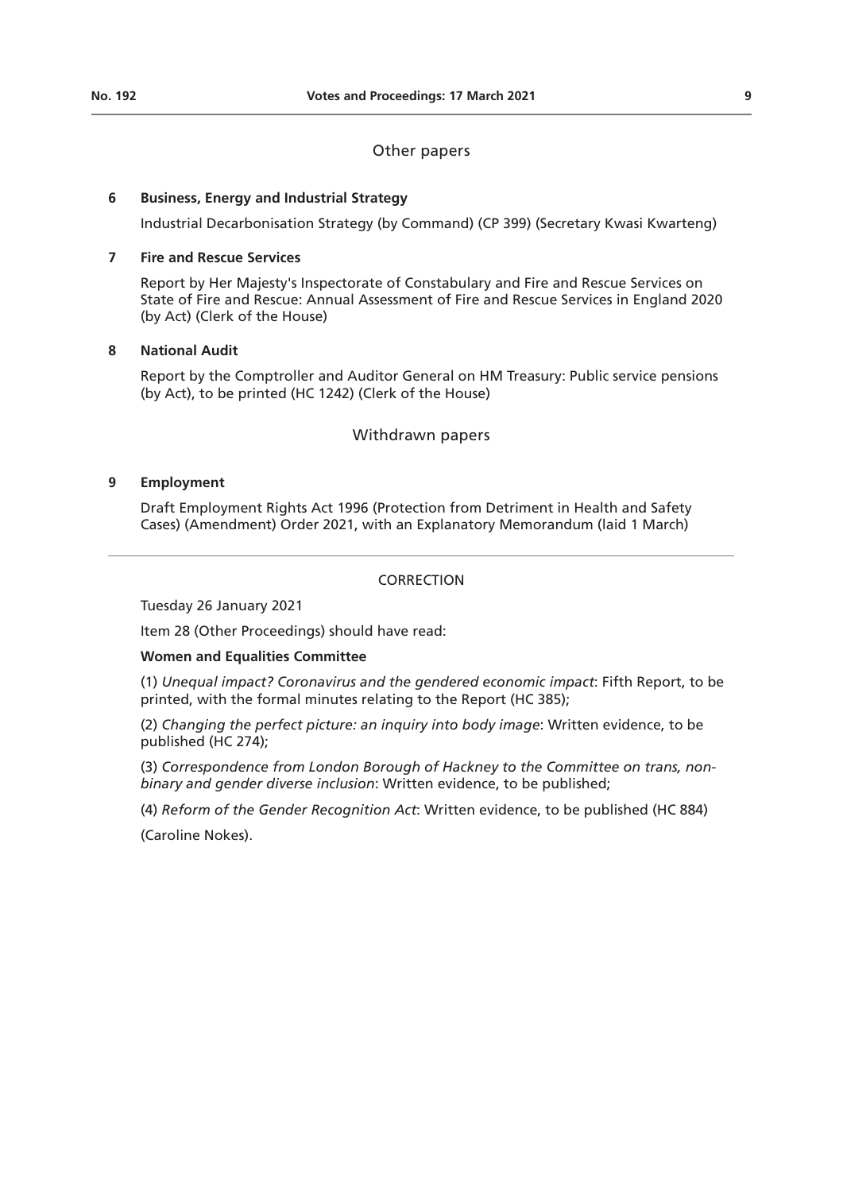## Other papers

**6 Business, Energy and Industrial Strategy**

Industrial Decarbonisation Strategy (by Command) (CP 399) (Secretary Kwasi Kwarteng)

**7 Fire and Rescue Services**

Report by Her Majesty's Inspectorate of Constabulary and Fire and Rescue Services on State of Fire and Rescue: Annual Assessment of Fire and Rescue Services in England 2020 (by Act) (Clerk of the House)

**8 National Audit**

Report by the Comptroller and Auditor General on HM Treasury: Public service pensions (by Act), to be printed (HC 1242) (Clerk of the House)

## Withdrawn papers

**9 Employment**

Draft Employment Rights Act 1996 (Protection from Detriment in Health and Safety Cases) (Amendment) Order 2021, with an Explanatory Memorandum (laid 1 March)

---

## CORRECTION

Tuesday 26 January 2021

Item 28 (Other Proceedings) should have read:

**Women and Equalities Committee**

(1) *Unequal impact? Coronavirus and the gendered economic impact*: Fifth Report, to be printed, with the formal minutes relating to the Report (HC 385);

(2) *Changing the perfect picture: an inquiry into body image*: Written evidence, to be published (HC 274);

(3) *Correspondence from London Borough of Hackney to the Committee on trans, non-binary and gender diverse inclusion*: Written evidence, to be published;

(4) *Reform of the Gender Recognition Act*: Written evidence, to be published (HC 884)

(Caroline Nokes).